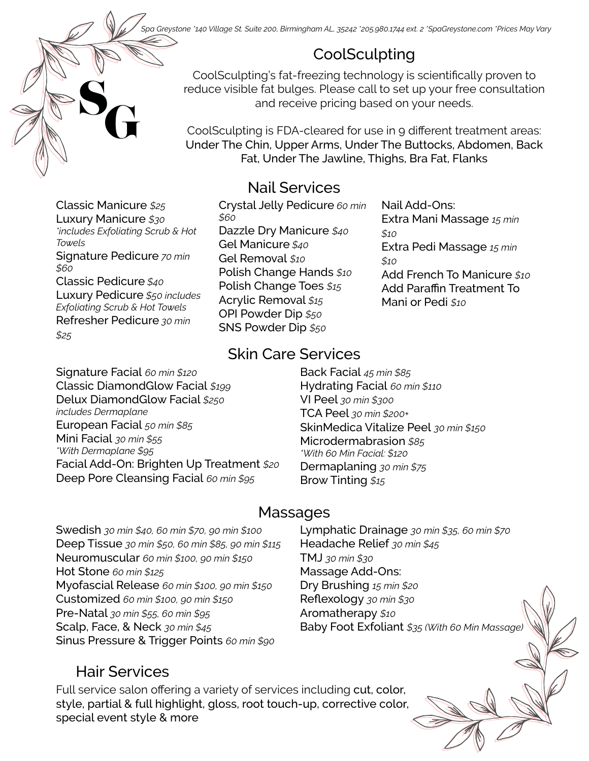Spa Greystone *140 Village St. Suite 200, Birmingham AL, 35242 *205.980.1744 ext. 2 *SpaGreystone.com *Prices May Vary

SG

## CoolSculpting

CoolSculpting's fat-freezing technology is scientifically proven to reduce visible fat bulges. Please call to set up your free consultation and receive pricing based on your needs.

CoolSculpting is FDA-cleared for use in 9 different treatment areas: Under The Chin, Upper Arms, Under The Buttocks, Abdomen, Back Fat, Under The Jawline, Thighs, Bra Fat, Flanks

## Nail Services

Classic Manicure *$25*
Luxury Manicure *$30*
*\*includes Exfoliating Scrub & Hot Towels*
Signature Pedicure *70 min $60*
Classic Pedicure *$40*
Luxury Pedicure *$50 includes Exfoliating Scrub & Hot Towels*
Refresher Pedicure *30 min $25*

Crystal Jelly Pedicure *60 min $60*
Dazzle Dry Manicure *$40*
Gel Manicure *$40*
Gel Removal *$10*
Polish Change Hands *$10*
Polish Change Toes *$15*
Acrylic Removal *$15*
OPI Powder Dip *$50*
SNS Powder Dip *$50*

Nail Add-Ons:
Extra Mani Massage *15 min $10*
Extra Pedi Massage *15 min $10*
Add French To Manicure *$10*
Add Paraffin Treatment To Mani or Pedi *$10*

## Skin Care Services

Signature Facial *60 min $120*
Classic DiamondGlow Facial *$199*
Delux DiamondGlow Facial *$250 includes Dermaplane*
European Facial *50 min $85*
Mini Facial *30 min $55*
*\*With Dermaplane $95*
Facial Add-On: Brighten Up Treatment *$20*
Deep Pore Cleansing Facial *60 min $95*

Back Facial *45 min $85*
Hydrating Facial *60 min $110*
VI Peel *30 min $300*
TCA Peel *30 min $200+*
SkinMedica Vitalize Peel *30 min $150*
Microdermabrasion *$85*
*\*With 60 Min Facial: $120*
Dermaplaning *30 min $75*
Brow Tinting *$15*

## Massages

Swedish *30 min $40, 60 min $70, 90 min $100*
Deep Tissue *30 min $50, 60 min $85, 90 min $115*
Neuromuscular *60 min $100, 90 min $150*
Hot Stone *60 min $125*
Myofascial Release *60 min $100, 90 min $150*
Customized *60 min $100, 90 min $150*
Pre-Natal *30 min $55, 60 min $95*
Scalp, Face, & Neck *30 min $45*
Sinus Pressure & Trigger Points *60 min $90*

Lymphatic Drainage *30 min $35, 60 min $70*
Headache Relief *30 min $45*
TMJ *30 min $30*
Massage Add-Ons:
Dry Brushing *15 min $20*
Reflexology *30 min $30*
Aromatherapy *$10*
Baby Foot Exfoliant *$35 (With 60 Min Massage)*

## Hair Services

Full service salon offering a variety of services including cut, color, style, partial & full highlight, gloss, root touch-up, corrective color, special event style & more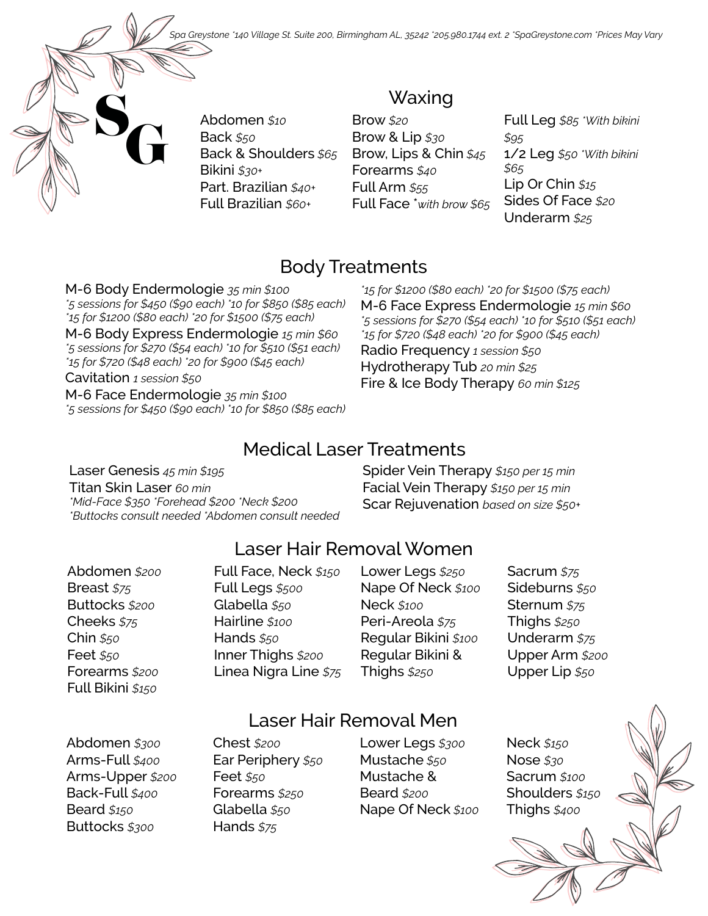Spa Greystone *140 Village St. Suite 200, Birmingham AL, 35242 *205.980.1744 ext. 2 *SpaGreystone.com *Prices May Vary

SG

## Waxing

Abdomen *$10*
Back *$50*
Back & Shoulders *$65*
Bikini *$30+*
Part. Brazilian *$40+*
Full Brazilian *$60+*
Brow *$20*
Brow & Lip *$30*
Brow, Lips & Chin *$45*
Forearms *$40*
Full Arm *$55*
Full Face **with brow $65*
Full Leg *$85 *With bikini $95*
1/2 Leg *$50 *With bikini $65*
Lip Or Chin *$15*
Sides Of Face *$20*
Underarm *$25*

## Body Treatments

M-6 Body Endermologie *35 min $100*
**5 sessions for $450 ($90 each) *10 for $850 ($85 each) *15 for $1200 ($80 each) *20 for $1500 ($75 each)*

M-6 Body Express Endermologie *15 min $60*
**5 sessions for $270 ($54 each) *10 for $510 ($51 each) *15 for $720 ($48 each) *20 for $900 ($45 each)*

Cavitation *1 session $50*

M-6 Face Endermologie *35 min $100*
**5 sessions for $450 ($90 each) *10 for $850 ($85 each) *15 for $1200 ($80 each) *20 for $1500 ($75 each)*

M-6 Face Express Endermologie *15 min $60*
**5 sessions for $270 ($54 each) *10 for $510 ($51 each) *15 for $720 ($48 each) *20 for $900 ($45 each)*

Radio Frequency *1 session $50*
Hydrotherapy Tub *20 min $25*
Fire & Ice Body Therapy *60 min $125*

## Medical Laser Treatments

Laser Genesis *45 min $195*
Titan Skin Laser *60 min*
**Mid-Face $350 *Forehead $200 *Neck $200 *Buttocks consult needed *Abdomen consult needed*
Spider Vein Therapy *$150 per 15 min*
Facial Vein Therapy *$150 per 15 min*
Scar Rejuvenation *based on size $50+*

## Laser Hair Removal Women

Abdomen *$200*
Breast *$75*
Buttocks *$200*
Cheeks *$75*
Chin *$50*
Feet *$50*
Forearms *$200*
Full Bikini *$150*
Full Face, Neck *$150*
Full Legs *$500*
Glabella *$50*
Hairline *$100*
Hands *$50*
Inner Thighs *$200*
Linea Nigra Line *$75*
Lower Legs *$250*
Nape Of Neck *$100*
Neck *$100*
Peri-Areola *$75*
Regular Bikini *$100*
Regular Bikini & Thighs *$250*
Sacrum *$75*
Sideburns *$50*
Sternum *$75*
Thighs *$250*
Underarm *$75*
Upper Arm *$200*
Upper Lip *$50*

## Laser Hair Removal Men

Abdomen *$300*
Arms-Full *$400*
Arms-Upper *$200*
Back-Full *$400*
Beard *$150*
Buttocks *$300*
Chest *$200*
Ear Periphery *$50*
Feet *$50*
Forearms *$250*
Glabella *$50*
Hands *$75*
Lower Legs *$300*
Mustache *$50*
Mustache & Beard *$200*
Nape Of Neck *$100*
Neck *$150*
Nose *$30*
Sacrum *$100*
Shoulders *$150*
Thighs *$400*